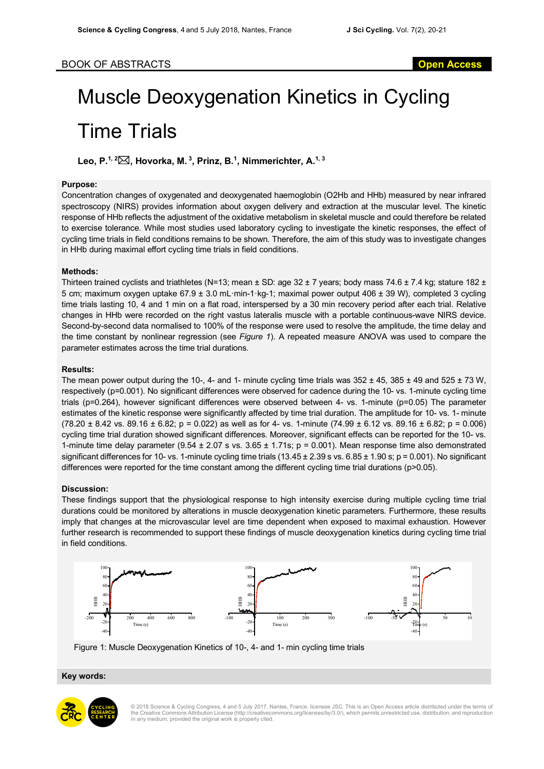BOOK OF ABSTRACTS

Open Access

# Muscle Deoxygenation Kinetics in Cycling Time Trials

**Leo, P.[1, 2]✉, Hovorka, M.[3], Prinz, B.[1], Nimmerichter, A.[1, 3]**

### Purpose:

Concentration changes of oxygenated and deoxygenated haemoglobin (O2Hb and HHb) measured by near infrared spectroscopy (NIRS) provides information about oxygen delivery and extraction at the muscular level. The kinetic response of HHb reflects the adjustment of the oxidative metabolism in skeletal muscle and could therefore be related to exercise tolerance. While most studies used laboratory cycling to investigate the kinetic responses, the effect of cycling time trials in field conditions remains to be shown. Therefore, the aim of this study was to investigate changes in HHb during maximal effort cycling time trials in field conditions.

### Methods:

Thirteen trained cyclists and triathletes (N=13; mean ± SD: age 32 ± 7 years; body mass 74.6 ± 7.4 kg; stature 182 ± 5 cm; maximum oxygen uptake 67.9 ± 3.0 mL·min-1·kg-1; maximal power output 406 ± 39 W), completed 3 cycling time trials lasting 10, 4 and 1 min on a flat road, interspersed by a 30 min recovery period after each trial. Relative changes in HHb were recorded on the right vastus lateralis muscle with a portable continuous-wave NIRS device. Second-by-second data normalised to 100% of the response were used to resolve the amplitude, the time delay and the time constant by nonlinear regression (see *Figure 1*). A repeated measure ANOVA was used to compare the parameter estimates across the time trial durations.

### Results:

The mean power output during the 10-, 4- and 1- minute cycling time trials was 352 ± 45, 385 ± 49 and 525 ± 73 W, respectively (p=0.001). No significant differences were observed for cadence during the 10- vs. 1-minute cycling time trials (p=0.264), however significant differences were observed between 4- vs. 1-minute (p=0.05) The parameter estimates of the kinetic response were significantly affected by time trial duration. The amplitude for 10- vs. 1- minute (78.20 ± 8.42 vs. 89.16 ± 6.82; p = 0.022) as well as for 4- vs. 1-minute (74.99 ± 6.12 vs. 89.16 ± 6.82; p = 0.006) cycling time trial duration showed significant differences. Moreover, significant effects can be reported for the 10- vs. 1-minute time delay parameter (9.54 ± 2.07 s vs. 3.65 ± 1.71s; p = 0.001). Mean response time also demonstrated significant differences for 10- vs. 1-minute cycling time trials (13.45 ± 2.39 s vs. 6.85 ± 1.90 s; p = 0.001). No significant differences were reported for the time constant among the different cycling time trial durations (p>0.05).

### Discussion:

These findings support that the physiological response to high intensity exercise during multiple cycling time trial durations could be monitored by alterations in muscle deoxygenation kinetic parameters. Furthermore, these results imply that changes at the microvascular level are time dependent when exposed to maximal exhaustion. However further research is recommended to support these findings of muscle deoxygenation kinetics during cycling time trial in field conditions.

Figure 1: Muscle Deoxygenation Kinetics of 10-, 4- and 1- min cycling time trials

### Key words:

© 2018 Science & Cycling Congress, 4 and 5 July 2017, Nantes, France. licensee JSC. This is an Open Access article distributed under the terms of the Creative Commons Attribution License (http://creativecommons.org/licenses/by/3.0/), which permits unrestricted use, distribution, and reproduction in any medium, provided the original work is properly cited.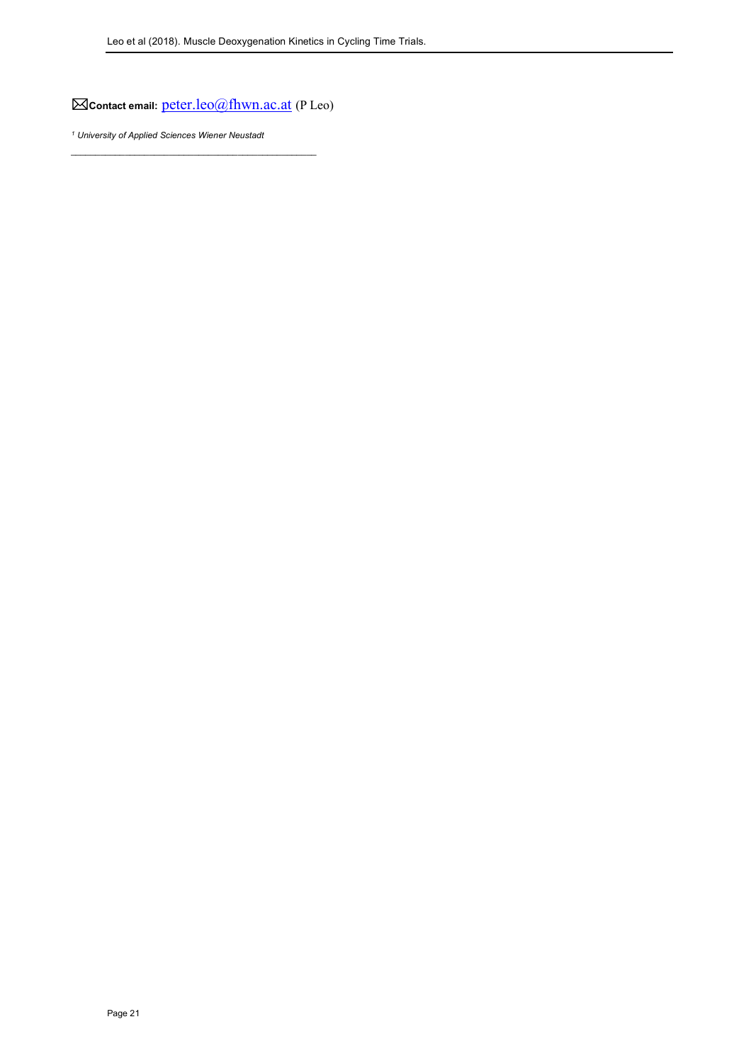✉**Contact email:** peter.leo@fhwn.ac.at (P Leo)

[1] *University of Applied Sciences Wiener Neustadt*